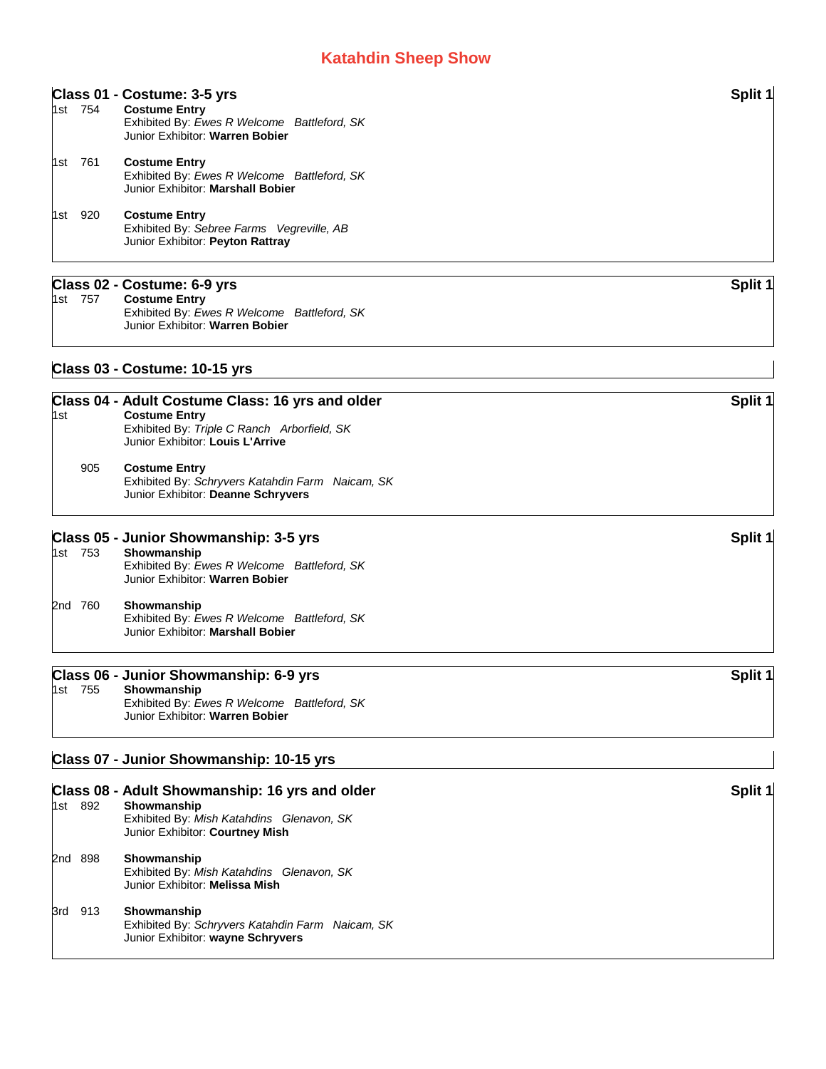# Katahdin Sheep Show

## Class 01 - Costume: 3-5 yrs

**Split 1**

1st 754 **Costume Entry**
Exhibited By: *Ewes R Welcome Battleford, SK*
Junior Exhibitor: **Warren Bobier**

1st 761 **Costume Entry**
Exhibited By: *Ewes R Welcome Battleford, SK*
Junior Exhibitor: **Marshall Bobier**

1st 920 **Costume Entry**
Exhibited By: *Sebree Farms Vegreville, AB*
Junior Exhibitor: **Peyton Rattray**

## Class 02 - Costume: 6-9 yrs

**Split 1**

1st 757 **Costume Entry**
Exhibited By: *Ewes R Welcome Battleford, SK*
Junior Exhibitor: **Warren Bobier**

## Class 03 - Costume: 10-15 yrs

## Class 04 - Adult Costume Class: 16 yrs and older

**Split 1**

1st **Costume Entry**
Exhibited By: *Triple C Ranch Arborfield, SK*
Junior Exhibitor: **Louis L'Arrive**

905 **Costume Entry**
Exhibited By: *Schryvers Katahdin Farm Naicam, SK*
Junior Exhibitor: **Deanne Schryvers**

## Class 05 - Junior Showmanship: 3-5 yrs

**Split 1**

1st 753 **Showmanship**
Exhibited By: *Ewes R Welcome Battleford, SK*
Junior Exhibitor: **Warren Bobier**

2nd 760 **Showmanship**
Exhibited By: *Ewes R Welcome Battleford, SK*
Junior Exhibitor: **Marshall Bobier**

## Class 06 - Junior Showmanship: 6-9 yrs

**Split 1**

1st 755 **Showmanship**
Exhibited By: *Ewes R Welcome Battleford, SK*
Junior Exhibitor: **Warren Bobier**

## Class 07 - Junior Showmanship: 10-15 yrs

## Class 08 - Adult Showmanship: 16 yrs and older

**Split 1**

1st 892 **Showmanship**
Exhibited By: *Mish Katahdins Glenavon, SK*
Junior Exhibitor: **Courtney Mish**

2nd 898 **Showmanship**
Exhibited By: *Mish Katahdins Glenavon, SK*
Junior Exhibitor: **Melissa Mish**

3rd 913 **Showmanship**
Exhibited By: *Schryvers Katahdin Farm Naicam, SK*
Junior Exhibitor: **wayne Schryvers**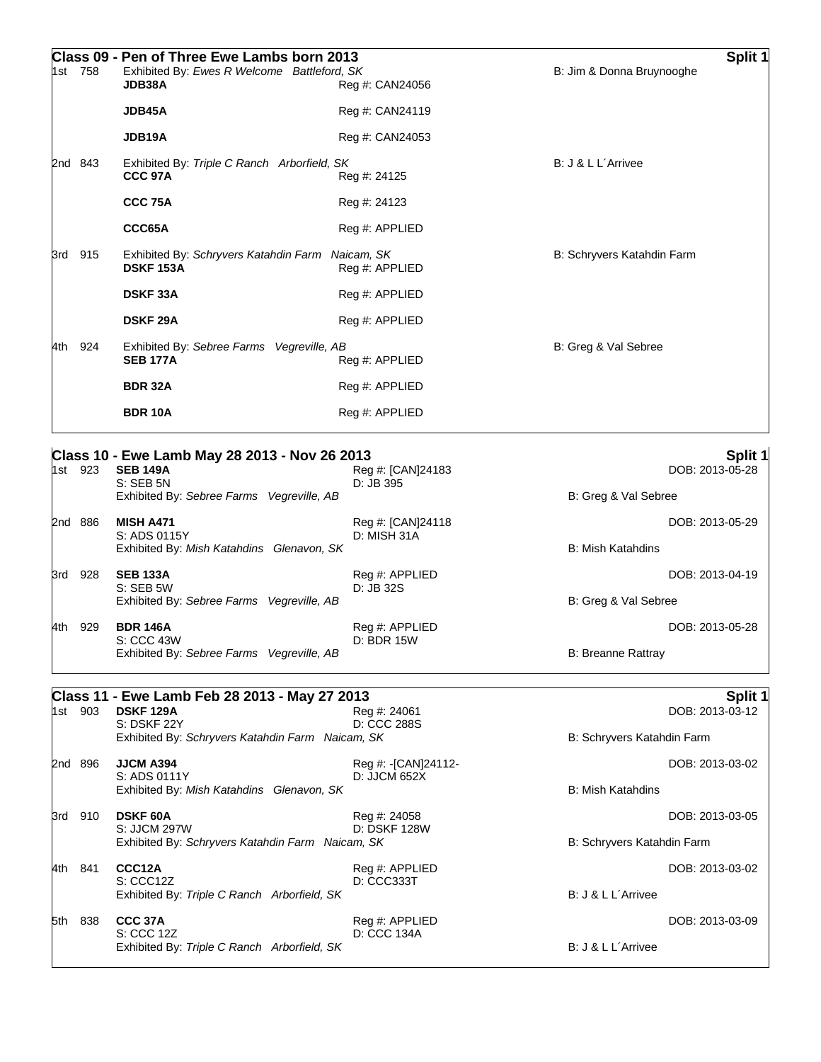## Class 09 - Pen of Three Ewe Lambs born 2013

**Split 1**

| Place | No. | Entry | Reg # | Breeder |
|---|---|---|---|---|
| 1st | 758 | Exhibited By: *Ewes R Welcome  Battleford, SK* | | B: Jim & Donna Bruynooghe |
| | | **JDB38A** | Reg #: CAN24056 | |
| | | **JDB45A** | Reg #: CAN24119 | |
| | | **JDB19A** | Reg #: CAN24053 | |
| 2nd | 843 | Exhibited By: *Triple C Ranch  Arborfield, SK* | | B: J & L L´Arrivee |
| | | **CCC 97A** | Reg #: 24125 | |
| | | **CCC 75A** | Reg #: 24123 | |
| | | **CCC65A** | Reg #: APPLIED | |
| 3rd | 915 | Exhibited By: *Schryvers Katahdin Farm  Naicam, SK* | | B: Schryvers Katahdin Farm |
| | | **DSKF 153A** | Reg #: APPLIED | |
| | | **DSKF 33A** | Reg #: APPLIED | |
| | | **DSKF 29A** | Reg #: APPLIED | |
| 4th | 924 | Exhibited By: *Sebree Farms  Vegreville, AB* | | B: Greg & Val Sebree |
| | | **SEB 177A** | Reg #: APPLIED | |
| | | **BDR 32A** | Reg #: APPLIED | |
| | | **BDR 10A** | Reg #: APPLIED | |

## Class 10 - Ewe Lamb May 28 2013 - Nov 26 2013

**Split 1**

| Place | No. | Entry | Reg # / Dam | DOB / Breeder |
|---|---|---|---|---|
| 1st | 923 | **SEB 149A** | Reg #: [CAN]24183 | DOB: 2013-05-28 |
| | | S: SEB 5N | D: JB 395 | |
| | | Exhibited By: *Sebree Farms  Vegreville, AB* | | B: Greg & Val Sebree |
| 2nd | 886 | **MISH A471** | Reg #: [CAN]24118 | DOB: 2013-05-29 |
| | | S: ADS 0115Y | D: MISH 31A | |
| | | Exhibited By: *Mish Katahdins  Glenavon, SK* | | B: Mish Katahdins |
| 3rd | 928 | **SEB 133A** | Reg #: APPLIED | DOB: 2013-04-19 |
| | | S: SEB 5W | D: JB 32S | |
| | | Exhibited By: *Sebree Farms  Vegreville, AB* | | B: Greg & Val Sebree |
| 4th | 929 | **BDR 146A** | Reg #: APPLIED | DOB: 2013-05-28 |
| | | S: CCC 43W | D: BDR 15W | |
| | | Exhibited By: *Sebree Farms  Vegreville, AB* | | B: Breanne Rattray |

## Class 11 - Ewe Lamb Feb 28 2013 - May 27 2013

**Split 1**

| Place | No. | Entry | Reg # / Dam | DOB / Breeder |
|---|---|---|---|---|
| 1st | 903 | **DSKF 129A** | Reg #: 24061 | DOB: 2013-03-12 |
| | | S: DSKF 22Y | D: CCC 288S | |
| | | Exhibited By: *Schryvers Katahdin Farm  Naicam, SK* | | B: Schryvers Katahdin Farm |
| 2nd | 896 | **JJCM A394** | Reg #: -[CAN]24112- | DOB: 2013-03-02 |
| | | S: ADS 0111Y | D: JJCM 652X | |
| | | Exhibited By: *Mish Katahdins  Glenavon, SK* | | B: Mish Katahdins |
| 3rd | 910 | **DSKF 60A** | Reg #: 24058 | DOB: 2013-03-05 |
| | | S: JJCM 297W | D: DSKF 128W | |
| | | Exhibited By: *Schryvers Katahdin Farm  Naicam, SK* | | B: Schryvers Katahdin Farm |
| 4th | 841 | **CCC12A** | Reg #: APPLIED | DOB: 2013-03-02 |
| | | S: CCC12Z | D: CCC333T | |
| | | Exhibited By: *Triple C Ranch  Arborfield, SK* | | B: J & L L´Arrivee |
| 5th | 838 | **CCC 37A** | Reg #: APPLIED | DOB: 2013-03-09 |
| | | S: CCC 12Z | D: CCC 134A | |
| | | Exhibited By: *Triple C Ranch  Arborfield, SK* | | B: J & L L´Arrivee |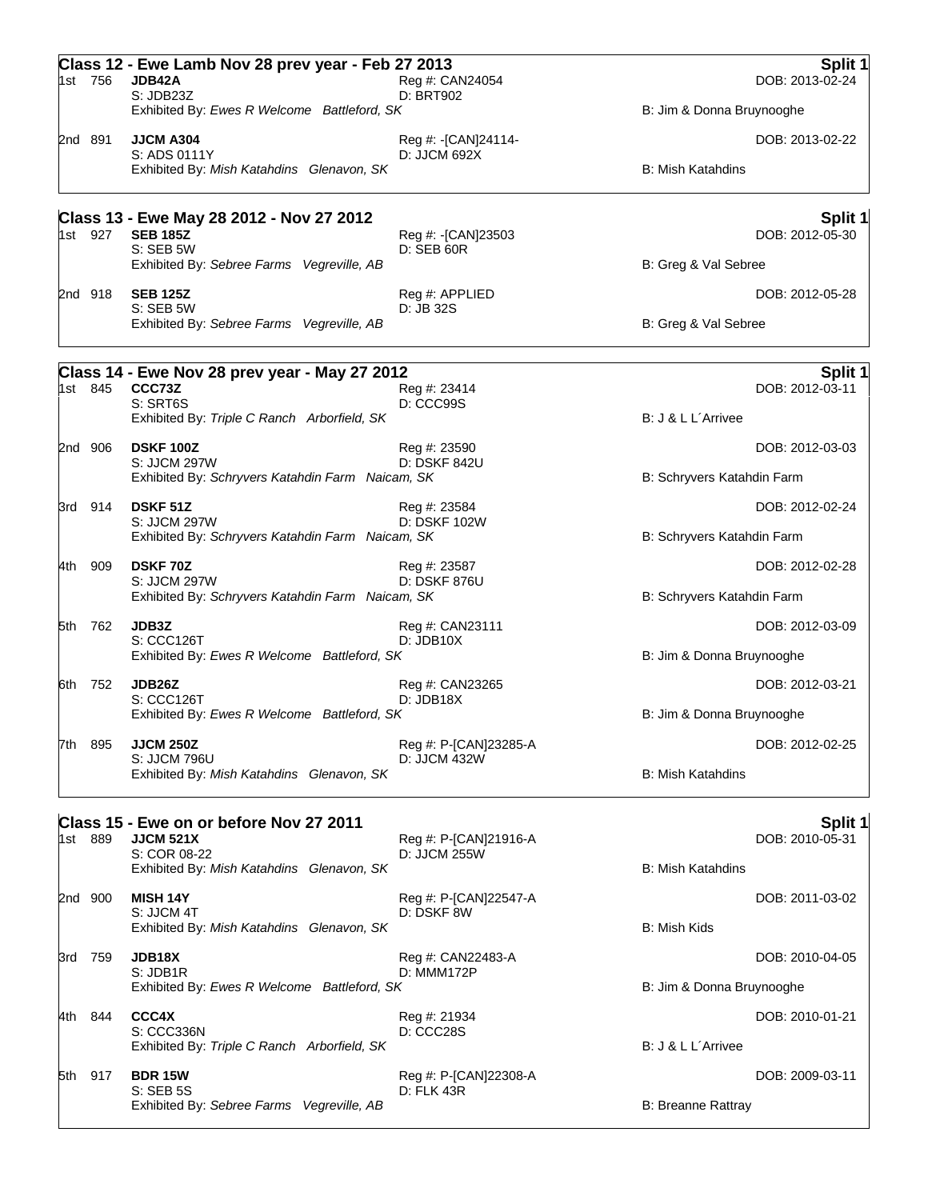## Class 12 - Ewe Lamb Nov 28 prev year - Feb 27 2013

**Split 1**

1st 756 **JDB42A** Reg #: CAN24054 DOB: 2013-02-24
S: JDB23Z D: BRT902
Exhibited By: *Ewes R Welcome Battleford, SK* B: Jim & Donna Bruynooghe

2nd 891 **JJCM A304** Reg #: -[CAN]24114- DOB: 2013-02-22
S: ADS 0111Y D: JJCM 692X
Exhibited By: *Mish Katahdins Glenavon, SK* B: Mish Katahdins

## Class 13 - Ewe May 28 2012 - Nov 27 2012

**Split 1**

1st 927 **SEB 185Z** Reg #: -[CAN]23503 DOB: 2012-05-30
S: SEB 5W D: SEB 60R
Exhibited By: *Sebree Farms Vegreville, AB* B: Greg & Val Sebree

2nd 918 **SEB 125Z** Reg #: APPLIED DOB: 2012-05-28
S: SEB 5W D: JB 32S
Exhibited By: *Sebree Farms Vegreville, AB* B: Greg & Val Sebree

## Class 14 - Ewe Nov 28 prev year - May 27 2012

**Split 1**

1st 845 **CCC73Z** Reg #: 23414 DOB: 2012-03-11
S: SRT6S D: CCC99S
Exhibited By: *Triple C Ranch Arborfield, SK* B: J & L L´Arrivee

2nd 906 **DSKF 100Z** Reg #: 23590 DOB: 2012-03-03
S: JJCM 297W D: DSKF 842U
Exhibited By: *Schryvers Katahdin Farm Naicam, SK* B: Schryvers Katahdin Farm

3rd 914 **DSKF 51Z** Reg #: 23584 DOB: 2012-02-24
S: JJCM 297W D: DSKF 102W
Exhibited By: *Schryvers Katahdin Farm Naicam, SK* B: Schryvers Katahdin Farm

4th 909 **DSKF 70Z** Reg #: 23587 DOB: 2012-02-28
S: JJCM 297W D: DSKF 876U
Exhibited By: *Schryvers Katahdin Farm Naicam, SK* B: Schryvers Katahdin Farm

5th 762 **JDB3Z** Reg #: CAN23111 DOB: 2012-03-09
S: CCC126T D: JDB10X
Exhibited By: *Ewes R Welcome Battleford, SK* B: Jim & Donna Bruynooghe

6th 752 **JDB26Z** Reg #: CAN23265 DOB: 2012-03-21
S: CCC126T D: JDB18X
Exhibited By: *Ewes R Welcome Battleford, SK* B: Jim & Donna Bruynooghe

7th 895 **JJCM 250Z** Reg #: P-[CAN]23285-A DOB: 2012-02-25
S: JJCM 796U D: JJCM 432W
Exhibited By: *Mish Katahdins Glenavon, SK* B: Mish Katahdins

## Class 15 - Ewe on or before Nov 27 2011

**Split 1**

1st 889 **JJCM 521X** Reg #: P-[CAN]21916-A DOB: 2010-05-31
S: COR 08-22 D: JJCM 255W
Exhibited By: *Mish Katahdins Glenavon, SK* B: Mish Katahdins

2nd 900 **MISH 14Y** Reg #: P-[CAN]22547-A DOB: 2011-03-02
S: JJCM 4T D: DSKF 8W
Exhibited By: *Mish Katahdins Glenavon, SK* B: Mish Kids

3rd 759 **JDB18X** Reg #: CAN22483-A DOB: 2010-04-05
S: JDB1R D: MMM172P
Exhibited By: *Ewes R Welcome Battleford, SK* B: Jim & Donna Bruynooghe

4th 844 **CCC4X** Reg #: 21934 DOB: 2010-01-21
S: CCC336N D: CCC28S
Exhibited By: *Triple C Ranch Arborfield, SK* B: J & L L´Arrivee

5th 917 **BDR 15W** Reg #: P-[CAN]22308-A DOB: 2009-03-11
S: SEB 5S D: FLK 43R
Exhibited By: *Sebree Farms Vegreville, AB* B: Breanne Rattray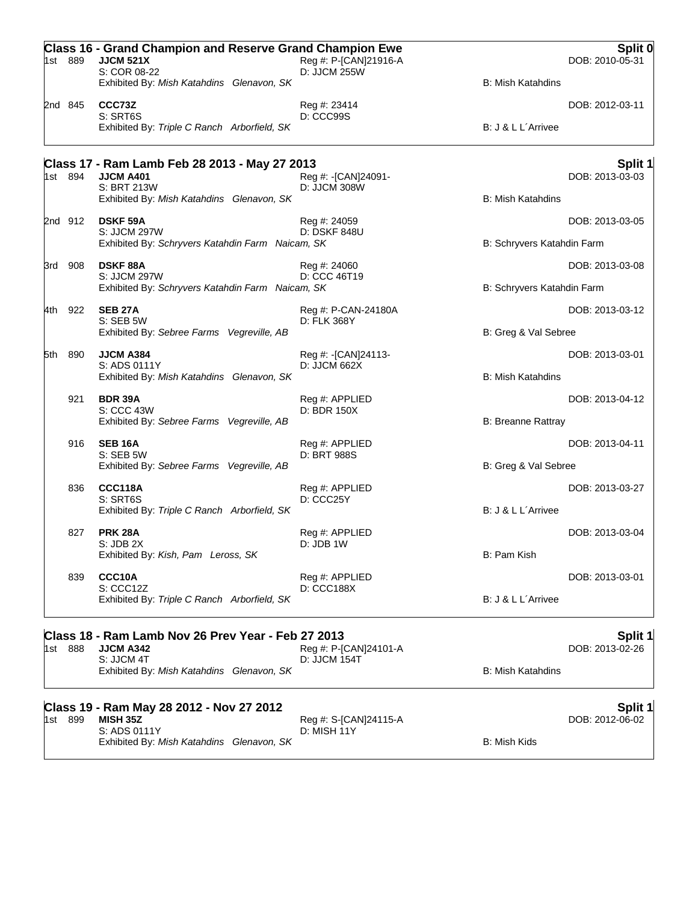## Class 16 - Grand Champion and Reserve Grand Champion Ewe

**Split 0**

| Place | No. | Name / Sire / Exhibitor | Reg # / Dam | Breeder | DOB |
|---|---|---|---|---|---|
| 1st | 889 | **JJCM 521X**<br>S: COR 08-22<br>Exhibited By: *Mish Katahdins Glenavon, SK* | Reg #: P-[CAN]21916-A<br>D: JJCM 255W | B: Mish Katahdins | DOB: 2010-05-31 |
| 2nd | 845 | **CCC73Z**<br>S: SRT6S<br>Exhibited By: *Triple C Ranch Arborfield, SK* | Reg #: 23414<br>D: CCC99S | B: J & L L´Arrivee | DOB: 2012-03-11 |

## Class 17 - Ram Lamb Feb 28 2013 - May 27 2013

**Split 1**

| Place | No. | Name / Sire / Exhibitor | Reg # / Dam | Breeder | DOB |
|---|---|---|---|---|---|
| 1st | 894 | **JJCM A401**<br>S: BRT 213W<br>Exhibited By: *Mish Katahdins Glenavon, SK* | Reg #: -[CAN]24091-<br>D: JJCM 308W | B: Mish Katahdins | DOB: 2013-03-03 |
| 2nd | 912 | **DSKF 59A**<br>S: JJCM 297W<br>Exhibited By: *Schryvers Katahdin Farm Naicam, SK* | Reg #: 24059<br>D: DSKF 848U | B: Schryvers Katahdin Farm | DOB: 2013-03-05 |
| 3rd | 908 | **DSKF 88A**<br>S: JJCM 297W<br>Exhibited By: *Schryvers Katahdin Farm Naicam, SK* | Reg #: 24060<br>D: CCC 46T19 | B: Schryvers Katahdin Farm | DOB: 2013-03-08 |
| 4th | 922 | **SEB 27A**<br>S: SEB 5W<br>Exhibited By: *Sebree Farms Vegreville, AB* | Reg #: P-CAN-24180A<br>D: FLK 368Y | B: Greg & Val Sebree | DOB: 2013-03-12 |
| 5th | 890 | **JJCM A384**<br>S: ADS 0111Y<br>Exhibited By: *Mish Katahdins Glenavon, SK* | Reg #: -[CAN]24113-<br>D: JJCM 662X | B: Mish Katahdins | DOB: 2013-03-01 |
| | 921 | **BDR 39A**<br>S: CCC 43W<br>Exhibited By: *Sebree Farms Vegreville, AB* | Reg #: APPLIED<br>D: BDR 150X | B: Breanne Rattray | DOB: 2013-04-12 |
| | 916 | **SEB 16A**<br>S: SEB 5W<br>Exhibited By: *Sebree Farms Vegreville, AB* | Reg #: APPLIED<br>D: BRT 988S | B: Greg & Val Sebree | DOB: 2013-04-11 |
| | 836 | **CCC118A**<br>S: SRT6S<br>Exhibited By: *Triple C Ranch Arborfield, SK* | Reg #: APPLIED<br>D: CCC25Y | B: J & L L´Arrivee | DOB: 2013-03-27 |
| | 827 | **PRK 28A**<br>S: JDB 2X<br>Exhibited By: *Kish, Pam Leross, SK* | Reg #: APPLIED<br>D: JDB 1W | B: Pam Kish | DOB: 2013-03-04 |
| | 839 | **CCC10A**<br>S: CCC12Z<br>Exhibited By: *Triple C Ranch Arborfield, SK* | Reg #: APPLIED<br>D: CCC188X | B: J & L L´Arrivee | DOB: 2013-03-01 |

## Class 18 - Ram Lamb Nov 26 Prev Year - Feb 27 2013

**Split 1**

| Place | No. | Name / Sire / Exhibitor | Reg # / Dam | Breeder | DOB |
|---|---|---|---|---|---|
| 1st | 888 | **JJCM A342**<br>S: JJCM 4T<br>Exhibited By: *Mish Katahdins Glenavon, SK* | Reg #: P-[CAN]24101-A<br>D: JJCM 154T | B: Mish Katahdins | DOB: 2013-02-26 |

## Class 19 - Ram May 28 2012 - Nov 27 2012

**Split 1**

| Place | No. | Name / Sire / Exhibitor | Reg # / Dam | Breeder | DOB |
|---|---|---|---|---|---|
| 1st | 899 | **MISH 35Z**<br>S: ADS 0111Y<br>Exhibited By: *Mish Katahdins Glenavon, SK* | Reg #: S-[CAN]24115-A<br>D: MISH 11Y | B: Mish Kids | DOB: 2012-06-02 |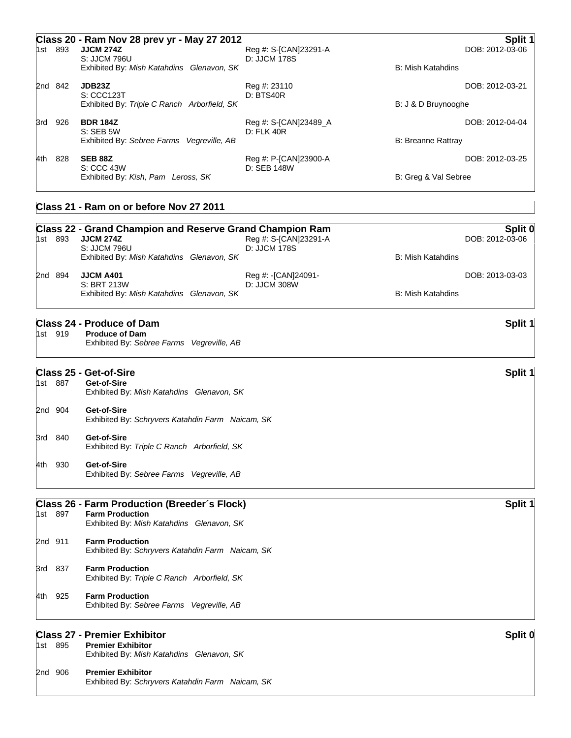## Class 20 - Ram Nov 28 prev yr - May 27 2012 — Split 1

1st 893 **JJCM 274Z**
S: JJCM 796U
Reg #: S-[CAN]23291-A
D: JJCM 178S
DOB: 2012-03-06
Exhibited By: *Mish Katahdins Glenavon, SK*
B: Mish Katahdins

2nd 842 **JDB23Z**
S: CCC123T
Reg #: 23110
D: BTS40R
DOB: 2012-03-21
Exhibited By: *Triple C Ranch Arborfield, SK*
B: J & D Bruynooghe

3rd 926 **BDR 184Z**
S: SEB 5W
Reg #: S-[CAN]23489_A
D: FLK 40R
DOB: 2012-04-04
Exhibited By: *Sebree Farms Vegreville, AB*
B: Breanne Rattray

4th 828 **SEB 88Z**
S: CCC 43W
Reg #: P-[CAN]23900-A
D: SEB 148W
DOB: 2012-03-25
Exhibited By: *Kish, Pam Leross, SK*
B: Greg & Val Sebree

## Class 21 - Ram on or before Nov 27 2011

## Class 22 - Grand Champion and Reserve Grand Champion Ram — Split 0

1st 893 **JJCM 274Z**
S: JJCM 796U
Reg #: S-[CAN]23291-A
D: JJCM 178S
DOB: 2012-03-06
Exhibited By: *Mish Katahdins Glenavon, SK*
B: Mish Katahdins

2nd 894 **JJCM A401**
S: BRT 213W
Reg #: -[CAN]24091-
D: JJCM 308W
DOB: 2013-03-03
Exhibited By: *Mish Katahdins Glenavon, SK*
B: Mish Katahdins

## Class 24 - Produce of Dam — Split 1

1st 919 **Produce of Dam**
Exhibited By: *Sebree Farms Vegreville, AB*

## Class 25 - Get-of-Sire — Split 1

1st 887 **Get-of-Sire**
Exhibited By: *Mish Katahdins Glenavon, SK*

2nd 904 **Get-of-Sire**
Exhibited By: *Schryvers Katahdin Farm Naicam, SK*

3rd 840 **Get-of-Sire**
Exhibited By: *Triple C Ranch Arborfield, SK*

4th 930 **Get-of-Sire**
Exhibited By: *Sebree Farms Vegreville, AB*

## Class 26 - Farm Production (Breeder´s Flock) — Split 1

1st 897 **Farm Production**
Exhibited By: *Mish Katahdins Glenavon, SK*

2nd 911 **Farm Production**
Exhibited By: *Schryvers Katahdin Farm Naicam, SK*

3rd 837 **Farm Production**
Exhibited By: *Triple C Ranch Arborfield, SK*

4th 925 **Farm Production**
Exhibited By: *Sebree Farms Vegreville, AB*

## Class 27 - Premier Exhibitor — Split 0

1st 895 **Premier Exhibitor**
Exhibited By: *Mish Katahdins Glenavon, SK*

2nd 906 **Premier Exhibitor**
Exhibited By: *Schryvers Katahdin Farm Naicam, SK*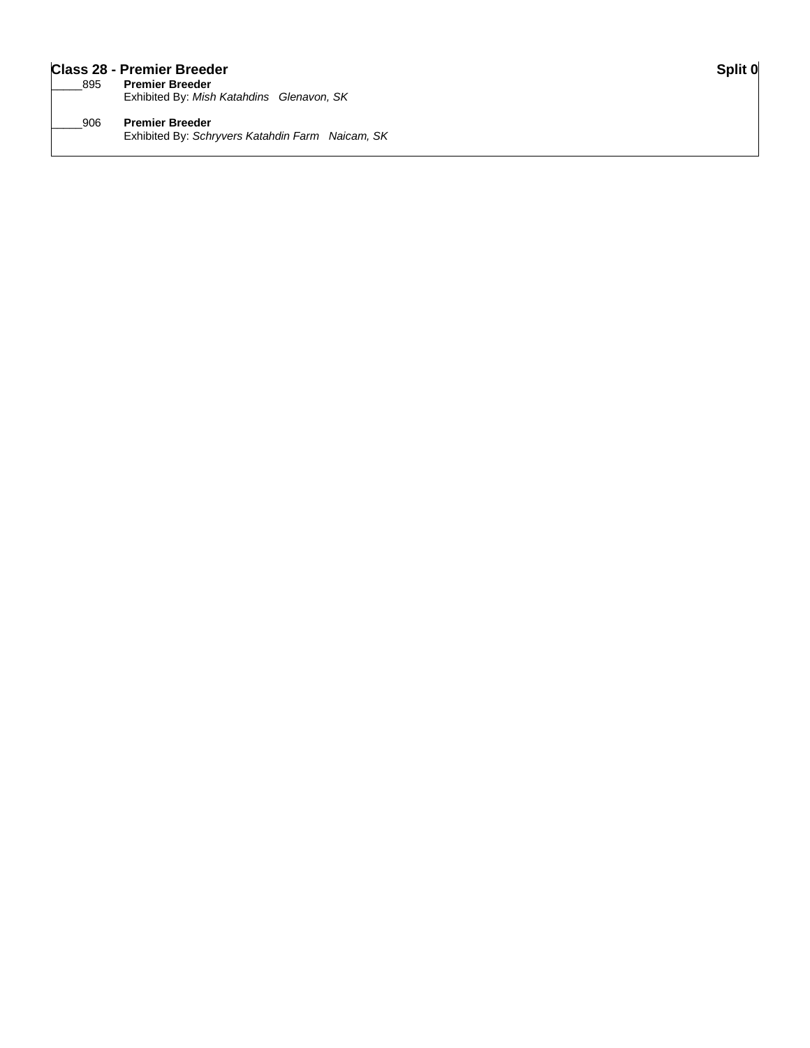**Class 28 - Premier Breeder** **Split 0**

_____895 **Premier Breeder**
Exhibited By: *Mish Katahdins Glenavon, SK*

_____906 **Premier Breeder**
Exhibited By: *Schryvers Katahdin Farm Naicam, SK*